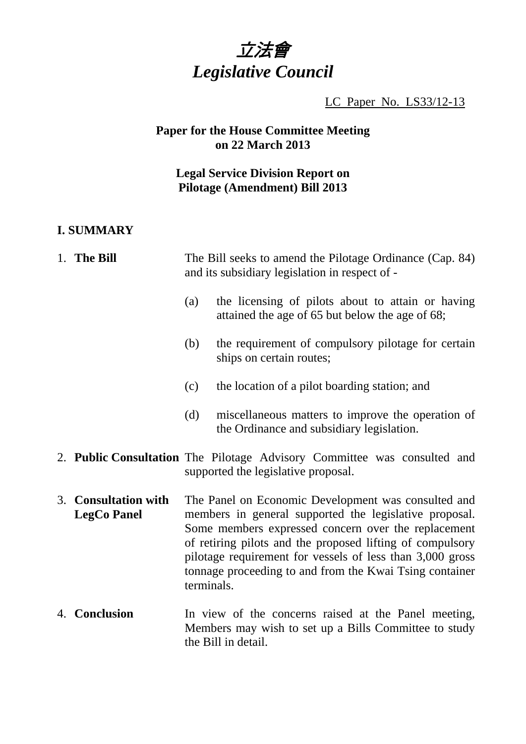# *立法會*
# *Legislative Council*

LC Paper No. LS33/12-13

**Paper for the House Committee Meeting on 22 March 2013**

**Legal Service Division Report on Pilotage (Amendment) Bill 2013**

## I. SUMMARY

1. **The Bill** — The Bill seeks to amend the Pilotage Ordinance (Cap. 84) and its subsidiary legislation in respect of -

   (a) the licensing of pilots about to attain or having attained the age of 65 but below the age of 68;

   (b) the requirement of compulsory pilotage for certain ships on certain routes;

   (c) the location of a pilot boarding station; and

   (d) miscellaneous matters to improve the operation of the Ordinance and subsidiary legislation.

2. **Public Consultation** — The Pilotage Advisory Committee was consulted and supported the legislative proposal.

3. **Consultation with LegCo Panel** — The Panel on Economic Development was consulted and members in general supported the legislative proposal. Some members expressed concern over the replacement of retiring pilots and the proposed lifting of compulsory pilotage requirement for vessels of less than 3,000 gross tonnage proceeding to and from the Kwai Tsing container terminals.

4. **Conclusion** — In view of the concerns raised at the Panel meeting, Members may wish to set up a Bills Committee to study the Bill in detail.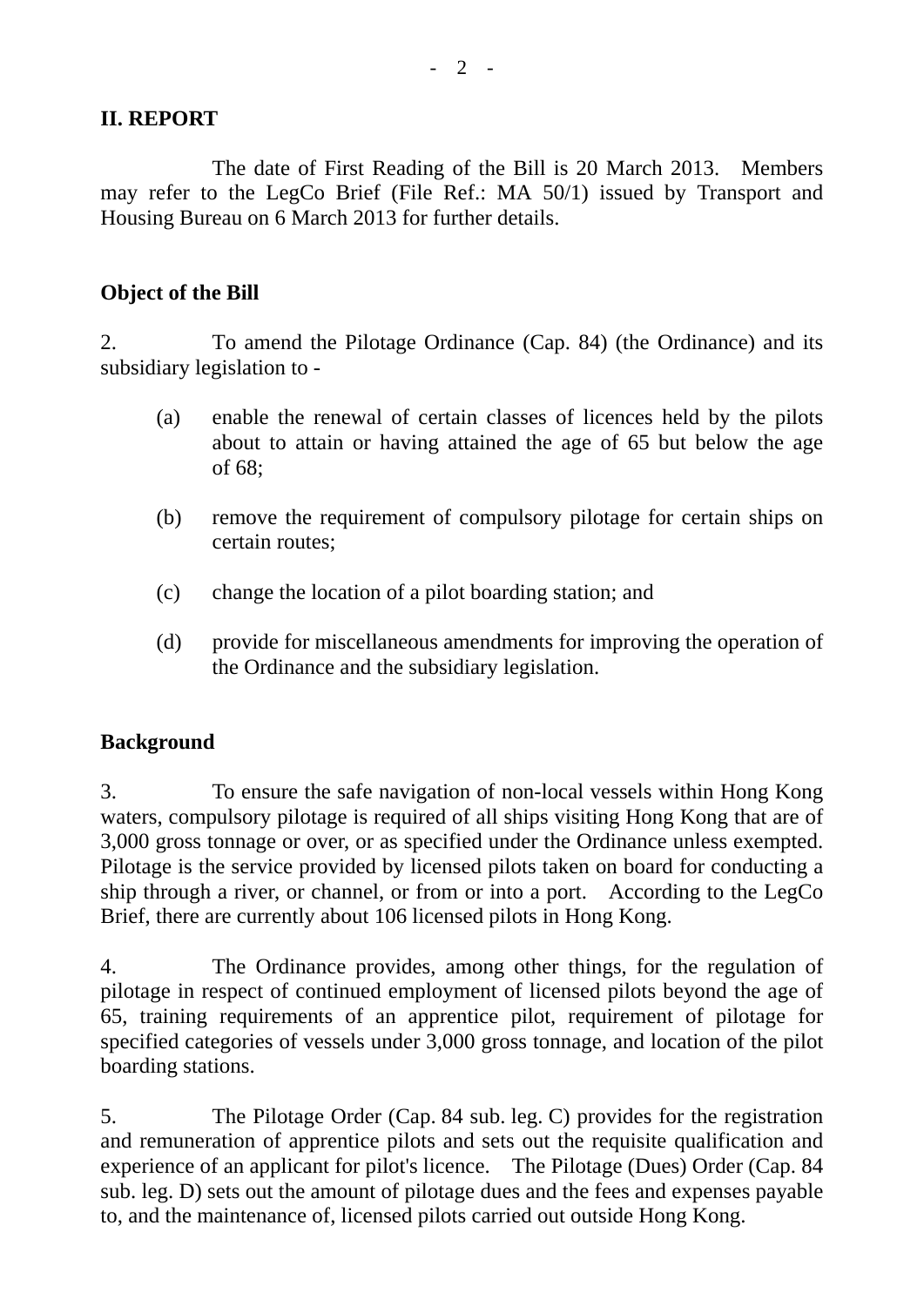## II. REPORT

The date of First Reading of the Bill is 20 March 2013. Members may refer to the LegCo Brief (File Ref.: MA 50/1) issued by Transport and Housing Bureau on 6 March 2013 for further details.

### Object of the Bill

2. To amend the Pilotage Ordinance (Cap. 84) (the Ordinance) and its subsidiary legislation to -

(a) enable the renewal of certain classes of licences held by the pilots about to attain or having attained the age of 65 but below the age of 68;

(b) remove the requirement of compulsory pilotage for certain ships on certain routes;

(c) change the location of a pilot boarding station; and

(d) provide for miscellaneous amendments for improving the operation of the Ordinance and the subsidiary legislation.

### Background

3. To ensure the safe navigation of non-local vessels within Hong Kong waters, compulsory pilotage is required of all ships visiting Hong Kong that are of 3,000 gross tonnage or over, or as specified under the Ordinance unless exempted. Pilotage is the service provided by licensed pilots taken on board for conducting a ship through a river, or channel, or from or into a port. According to the LegCo Brief, there are currently about 106 licensed pilots in Hong Kong.

4. The Ordinance provides, among other things, for the regulation of pilotage in respect of continued employment of licensed pilots beyond the age of 65, training requirements of an apprentice pilot, requirement of pilotage for specified categories of vessels under 3,000 gross tonnage, and location of the pilot boarding stations.

5. The Pilotage Order (Cap. 84 sub. leg. C) provides for the registration and remuneration of apprentice pilots and sets out the requisite qualification and experience of an applicant for pilot's licence. The Pilotage (Dues) Order (Cap. 84 sub. leg. D) sets out the amount of pilotage dues and the fees and expenses payable to, and the maintenance of, licensed pilots carried out outside Hong Kong.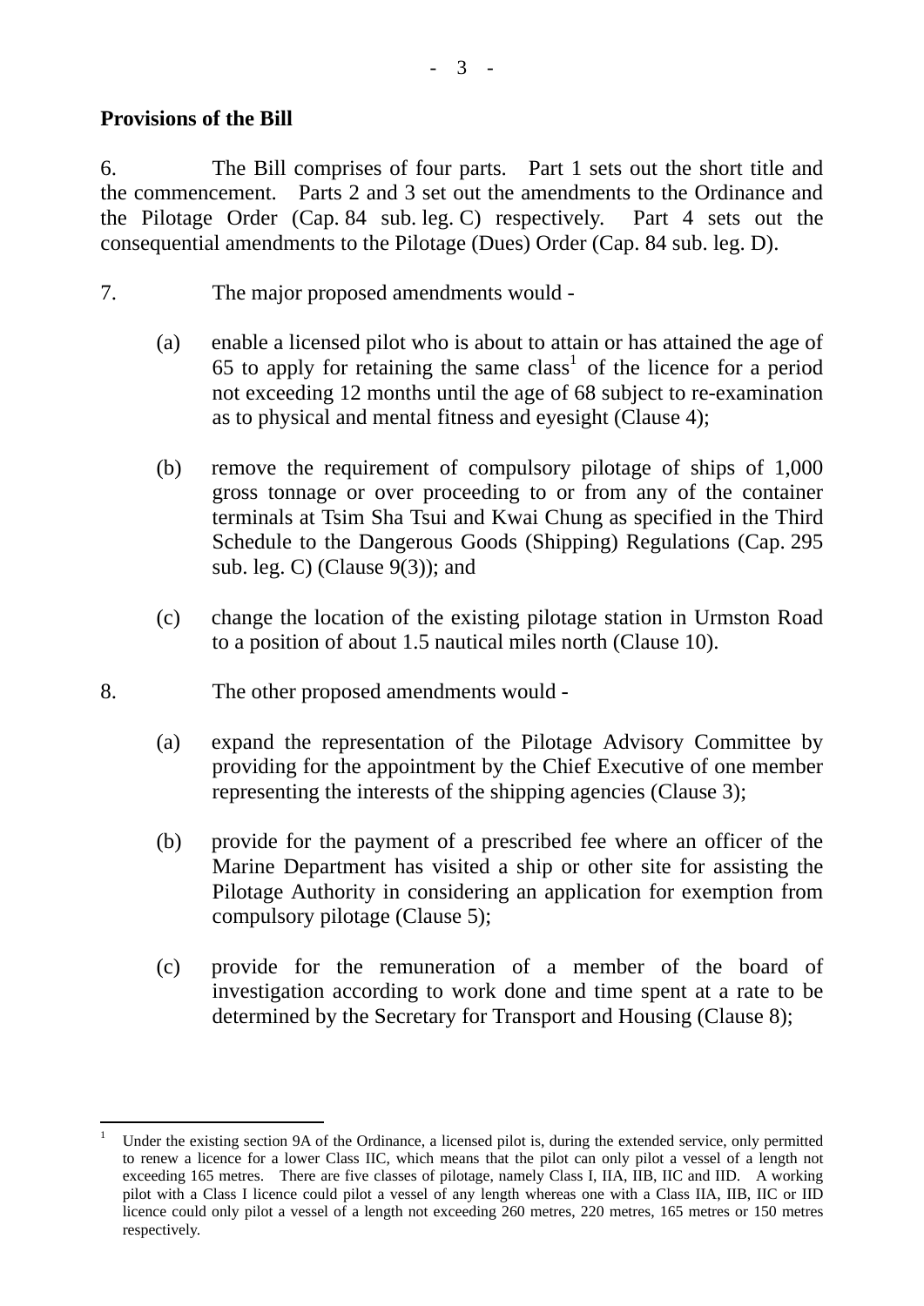**Provisions of the Bill**

6. The Bill comprises of four parts. Part 1 sets out the short title and the commencement. Parts 2 and 3 set out the amendments to the Ordinance and the Pilotage Order (Cap. 84 sub. leg. C) respectively. Part 4 sets out the consequential amendments to the Pilotage (Dues) Order (Cap. 84 sub. leg. D).

7. The major proposed amendments would -

(a) enable a licensed pilot who is about to attain or has attained the age of 65 to apply for retaining the same class[1] of the licence for a period not exceeding 12 months until the age of 68 subject to re-examination as to physical and mental fitness and eyesight (Clause 4);

(b) remove the requirement of compulsory pilotage of ships of 1,000 gross tonnage or over proceeding to or from any of the container terminals at Tsim Sha Tsui and Kwai Chung as specified in the Third Schedule to the Dangerous Goods (Shipping) Regulations (Cap. 295 sub. leg. C) (Clause 9(3)); and

(c) change the location of the existing pilotage station in Urmston Road to a position of about 1.5 nautical miles north (Clause 10).

8. The other proposed amendments would -

(a) expand the representation of the Pilotage Advisory Committee by providing for the appointment by the Chief Executive of one member representing the interests of the shipping agencies (Clause 3);

(b) provide for the payment of a prescribed fee where an officer of the Marine Department has visited a ship or other site for assisting the Pilotage Authority in considering an application for exemption from compulsory pilotage (Clause 5);

(c) provide for the remuneration of a member of the board of investigation according to work done and time spent at a rate to be determined by the Secretary for Transport and Housing (Clause 8);

---

[1] Under the existing section 9A of the Ordinance, a licensed pilot is, during the extended service, only permitted to renew a licence for a lower Class IIC, which means that the pilot can only pilot a vessel of a length not exceeding 165 metres. There are five classes of pilotage, namely Class I, IIA, IIB, IIC and IID. A working pilot with a Class I licence could pilot a vessel of any length whereas one with a Class IIA, IIB, IIC or IID licence could only pilot a vessel of a length not exceeding 260 metres, 220 metres, 165 metres or 150 metres respectively.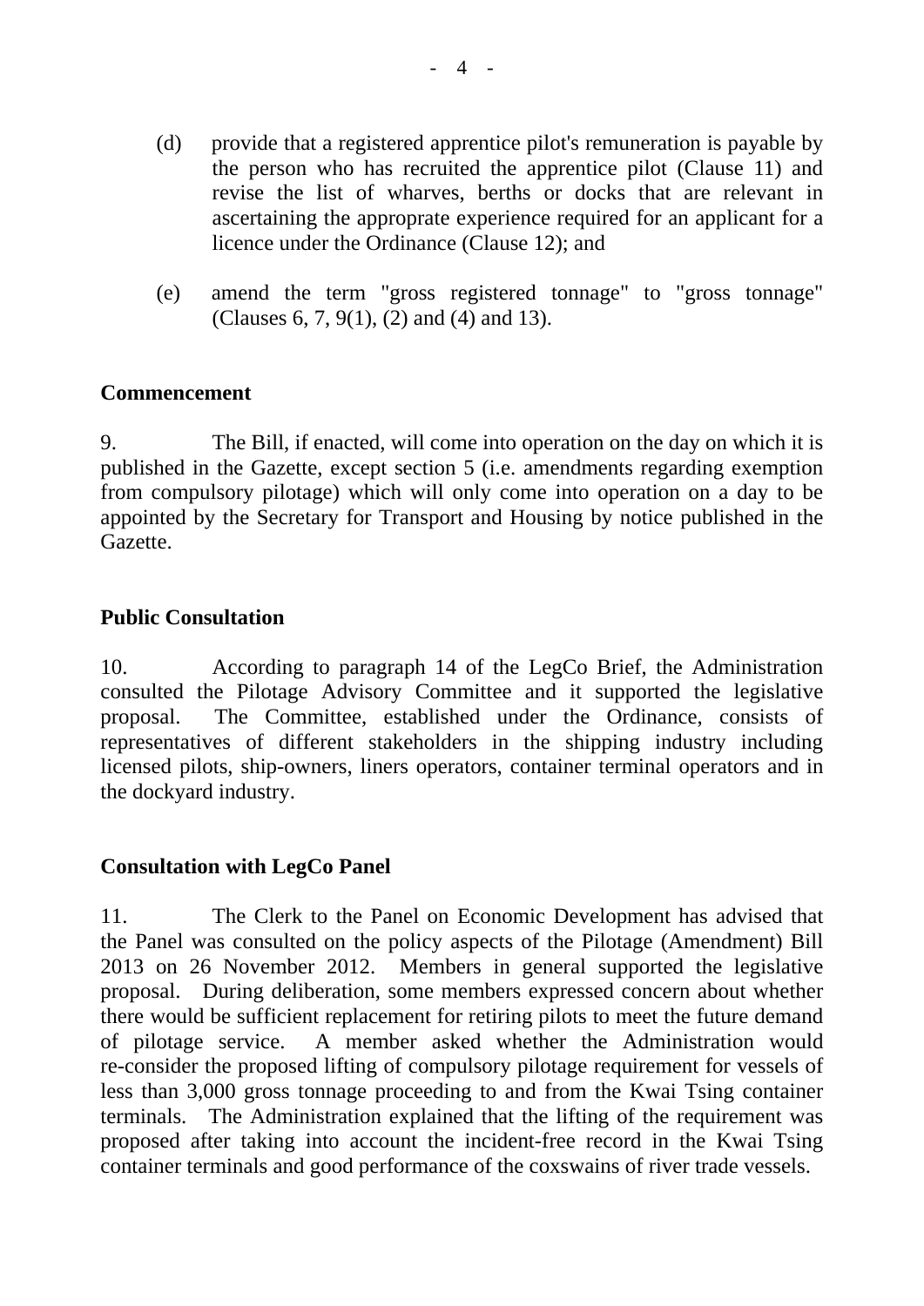(d) provide that a registered apprentice pilot's remuneration is payable by the person who has recruited the apprentice pilot (Clause 11) and revise the list of wharves, berths or docks that are relevant in ascertaining the approprate experience required for an applicant for a licence under the Ordinance (Clause 12); and

(e) amend the term "gross registered tonnage" to "gross tonnage" (Clauses 6, 7, 9(1), (2) and (4) and 13).

**Commencement**

9. The Bill, if enacted, will come into operation on the day on which it is published in the Gazette, except section 5 (i.e. amendments regarding exemption from compulsory pilotage) which will only come into operation on a day to be appointed by the Secretary for Transport and Housing by notice published in the Gazette.

**Public Consultation**

10. According to paragraph 14 of the LegCo Brief, the Administration consulted the Pilotage Advisory Committee and it supported the legislative proposal. The Committee, established under the Ordinance, consists of representatives of different stakeholders in the shipping industry including licensed pilots, ship-owners, liners operators, container terminal operators and in the dockyard industry.

**Consultation with LegCo Panel**

11. The Clerk to the Panel on Economic Development has advised that the Panel was consulted on the policy aspects of the Pilotage (Amendment) Bill 2013 on 26 November 2012. Members in general supported the legislative proposal. During deliberation, some members expressed concern about whether there would be sufficient replacement for retiring pilots to meet the future demand of pilotage service. A member asked whether the Administration would re-consider the proposed lifting of compulsory pilotage requirement for vessels of less than 3,000 gross tonnage proceeding to and from the Kwai Tsing container terminals. The Administration explained that the lifting of the requirement was proposed after taking into account the incident-free record in the Kwai Tsing container terminals and good performance of the coxswains of river trade vessels.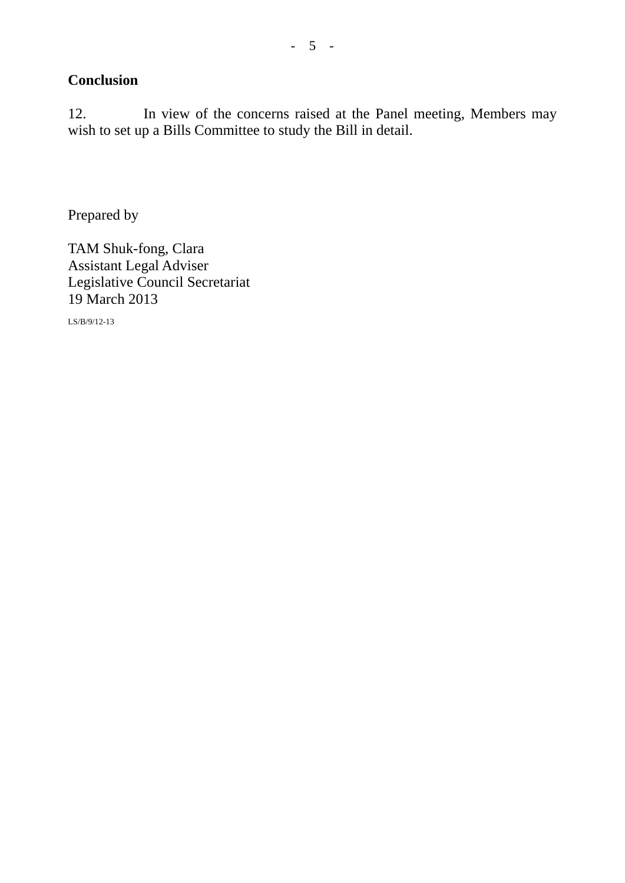## Conclusion

12. In view of the concerns raised at the Panel meeting, Members may wish to set up a Bills Committee to study the Bill in detail.

Prepared by

TAM Shuk-fong, Clara
Assistant Legal Adviser
Legislative Council Secretariat
19 March 2013

LS/B/9/12-13